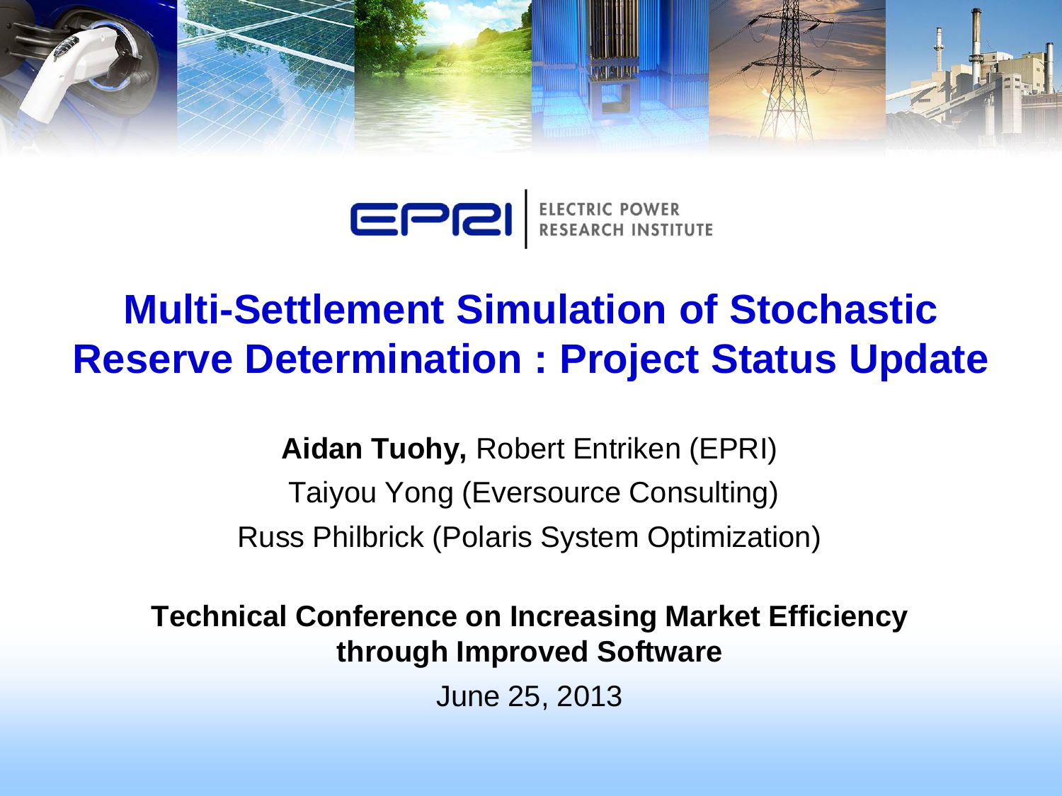ELECTRIC POWER RESEARCH INSTITUTE

# Multi-Settlement Simulation of Stochastic Reserve Determination : Project Status Update

**Aidan Tuohy,** Robert Entriken (EPRI)

Taiyou Yong (Eversource Consulting)

Russ Philbrick (Polaris System Optimization)

**Technical Conference on Increasing Market Efficiency through Improved Software**

June 25, 2013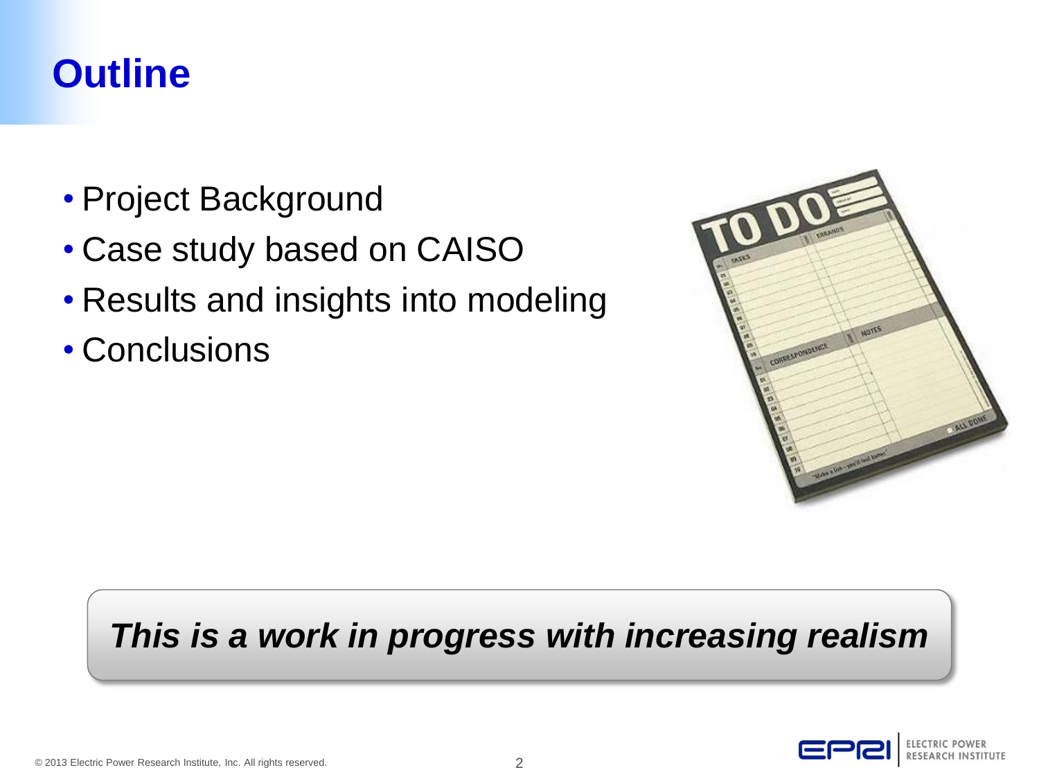# Outline

- Project Background
- Case study based on CAISO
- Results and insights into modeling
- Conclusions

***This is a work in progress with increasing realism***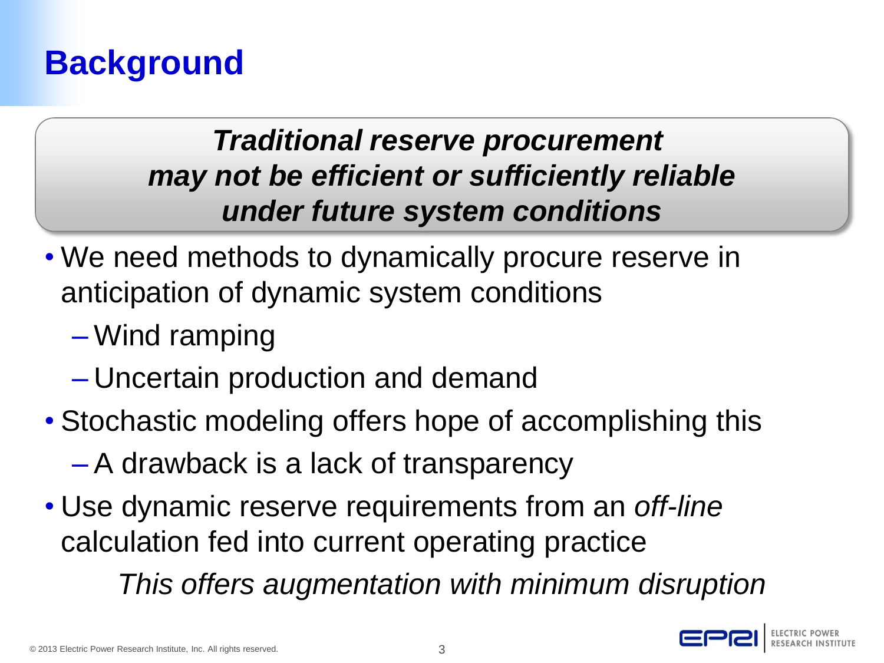# Background

***Traditional reserve procurement may not be efficient or sufficiently reliable under future system conditions***

- We need methods to dynamically procure reserve in anticipation of dynamic system conditions
  - Wind ramping
  - Uncertain production and demand
- Stochastic modeling offers hope of accomplishing this
  - A drawback is a lack of transparency
- Use dynamic reserve requirements from an *off-line* calculation fed into current operating practice

  *This offers augmentation with minimum disruption*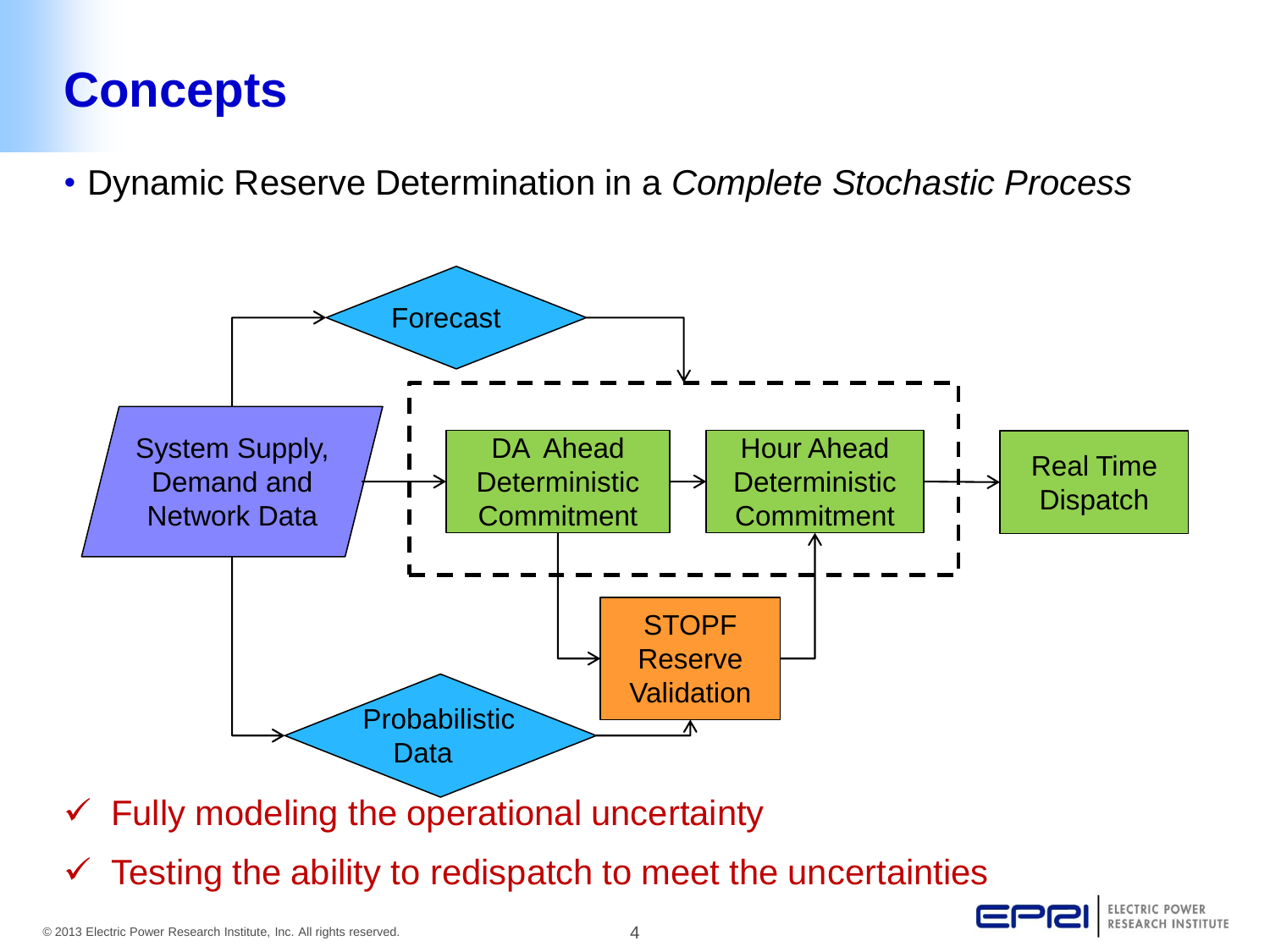# Concepts

- Dynamic Reserve Determination in a *Complete Stochastic Process*

Forecast

System Supply, Demand and Network Data

DA Ahead Deterministic Commitment

Hour Ahead Deterministic Commitment

Real Time Dispatch

STOPF Reserve Validation

Probabilistic Data

- ✓ Fully modeling the operational uncertainty
- ✓ Testing the ability to redispatch to meet the uncertainties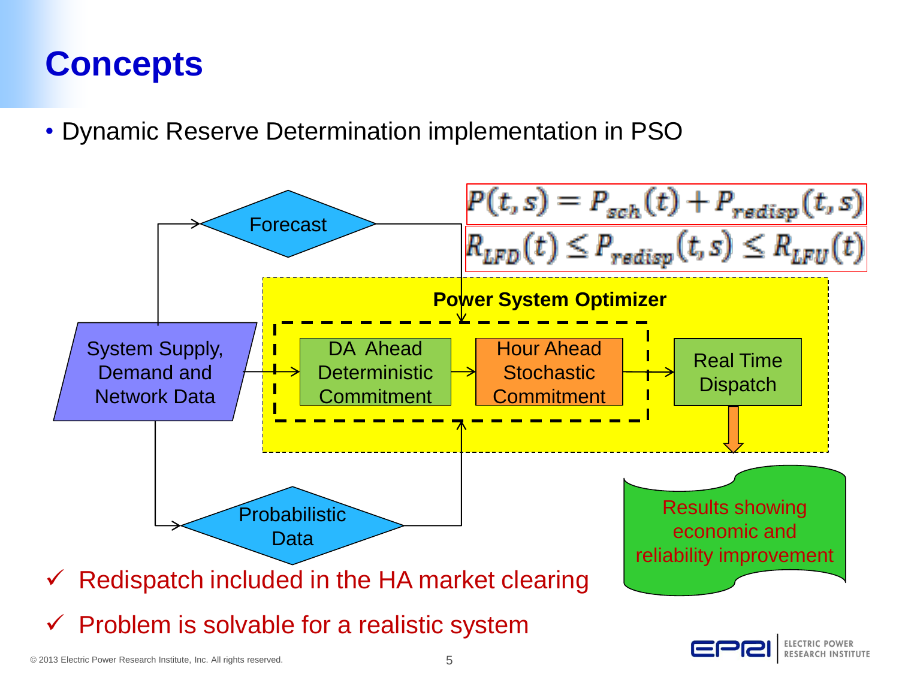# Concepts

- Dynamic Reserve Determination implementation in PSO

$$P(t,s) = P_{sch}(t) + P_{redisp}(t,s)$$

$$R_{LFD}(t) \leq P_{redisp}(t,s) \leq R_{LFU}(t)$$

Forecast

**Power System Optimizer**

System Supply, Demand and Network Data

DA Ahead Deterministic Commitment

Hour Ahead Stochastic Commitment

Real Time Dispatch

Probabilistic Data

Results showing economic and reliability improvement

- ✓ Redispatch included in the HA market clearing
- ✓ Problem is solvable for a realistic system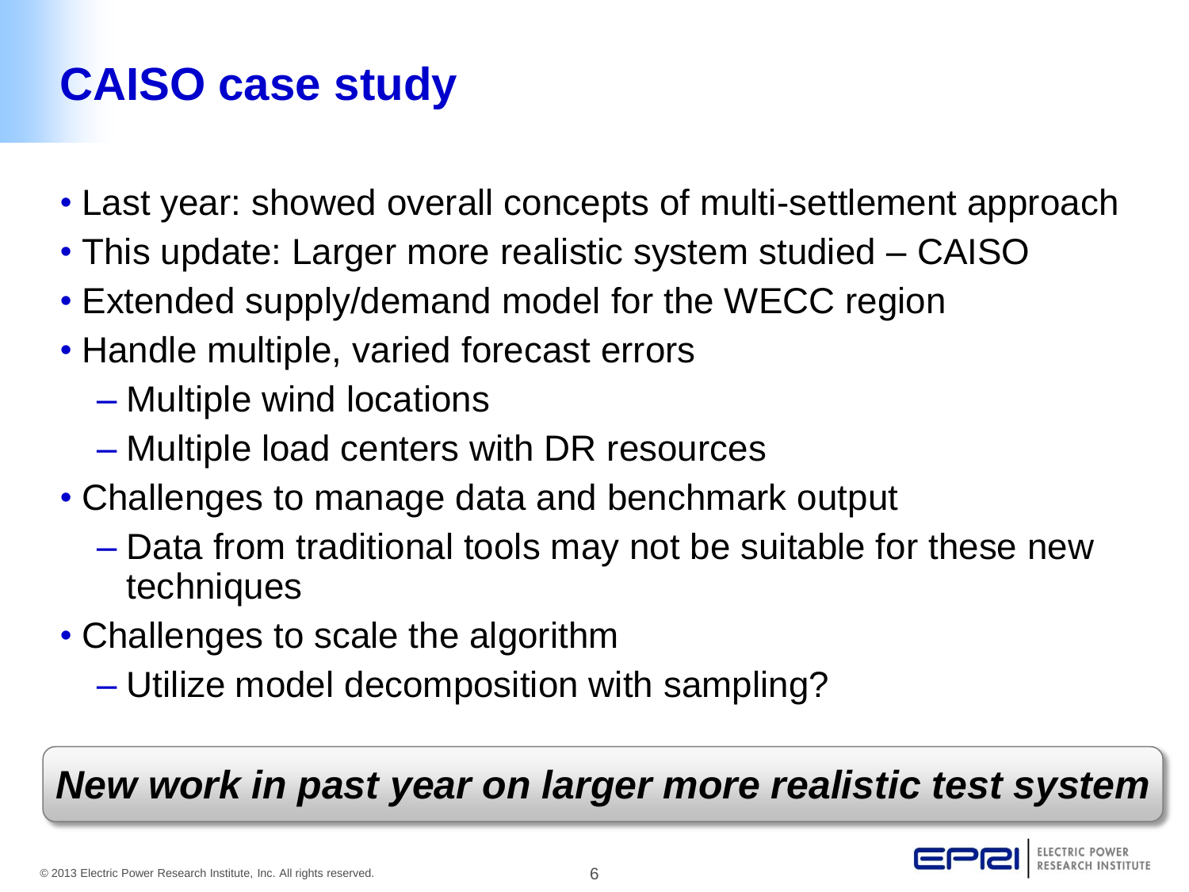# CAISO case study

- Last year: showed overall concepts of multi-settlement approach
- This update: Larger more realistic system studied – CAISO
- Extended supply/demand model for the WECC region
- Handle multiple, varied forecast errors
  - Multiple wind locations
  - Multiple load centers with DR resources
- Challenges to manage data and benchmark output
  - Data from traditional tools may not be suitable for these new techniques
- Challenges to scale the algorithm
  - Utilize model decomposition with sampling?

***New work in past year on larger more realistic test system***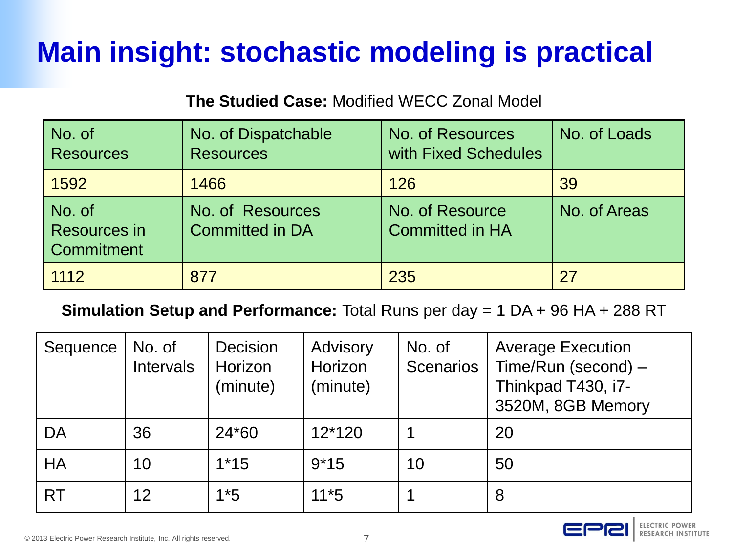# Main insight: stochastic modeling is practical

**The Studied Case:** Modified WECC Zonal Model

| No. of Resources | No. of Dispatchable Resources | No. of Resources with Fixed Schedules | No. of Loads |
|---|---|---|---|
| 1592 | 1466 | 126 | 39 |
| No. of Resources in Commitment | No. of Resources Committed in DA | No. of Resource Committed in HA | No. of Areas |
| 1112 | 877 | 235 | 27 |

**Simulation Setup and Performance:** Total Runs per day = 1 DA + 96 HA + 288 RT

| Sequence | No. of Intervals | Decision Horizon (minute) | Advisory Horizon (minute) | No. of Scenarios | Average Execution Time/Run (second) – Thinkpad T430, i7-3520M, 8GB Memory |
|---|---|---|---|---|---|
| DA | 36 | 24*60 | 12*120 | 1 | 20 |
| HA | 10 | 1*15 | 9*15 | 10 | 50 |
| RT | 12 | 1*5 | 11*5 | 1 | 8 |

© 2013 Electric Power Research Institute, Inc. All rights reserved.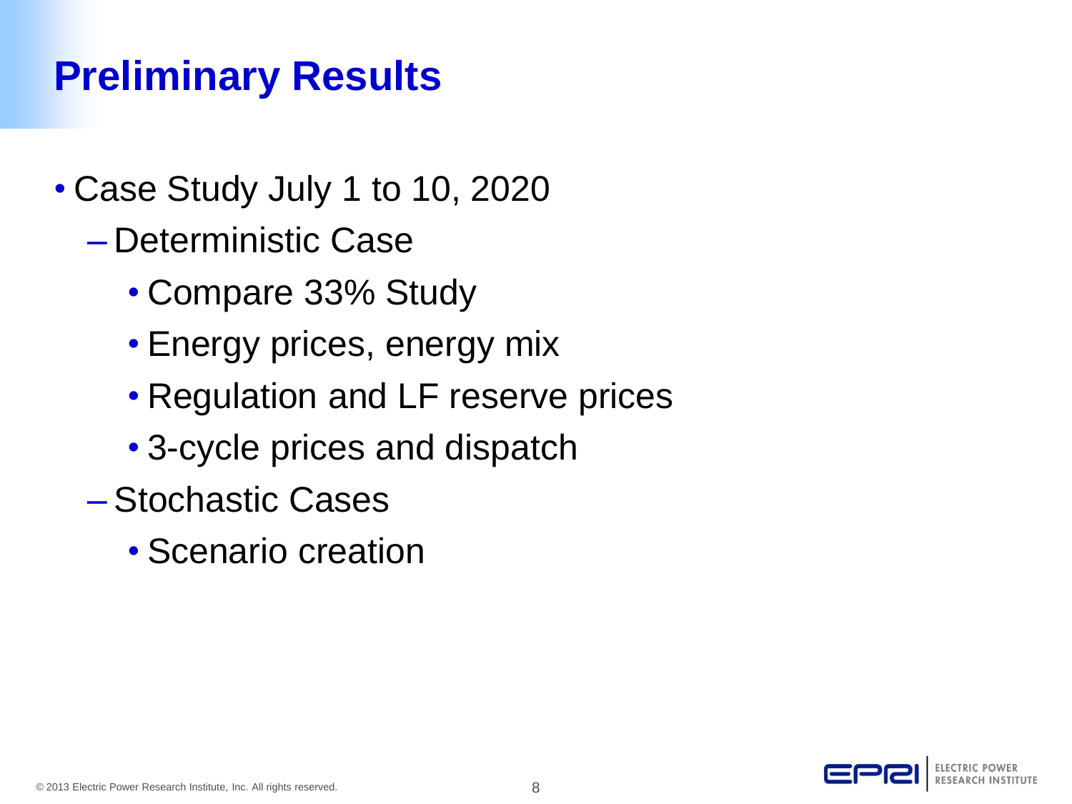# Preliminary Results

- Case Study July 1 to 10, 2020
  - Deterministic Case
    - Compare 33% Study
    - Energy prices, energy mix
    - Regulation and LF reserve prices
    - 3-cycle prices and dispatch
  - Stochastic Cases
    - Scenario creation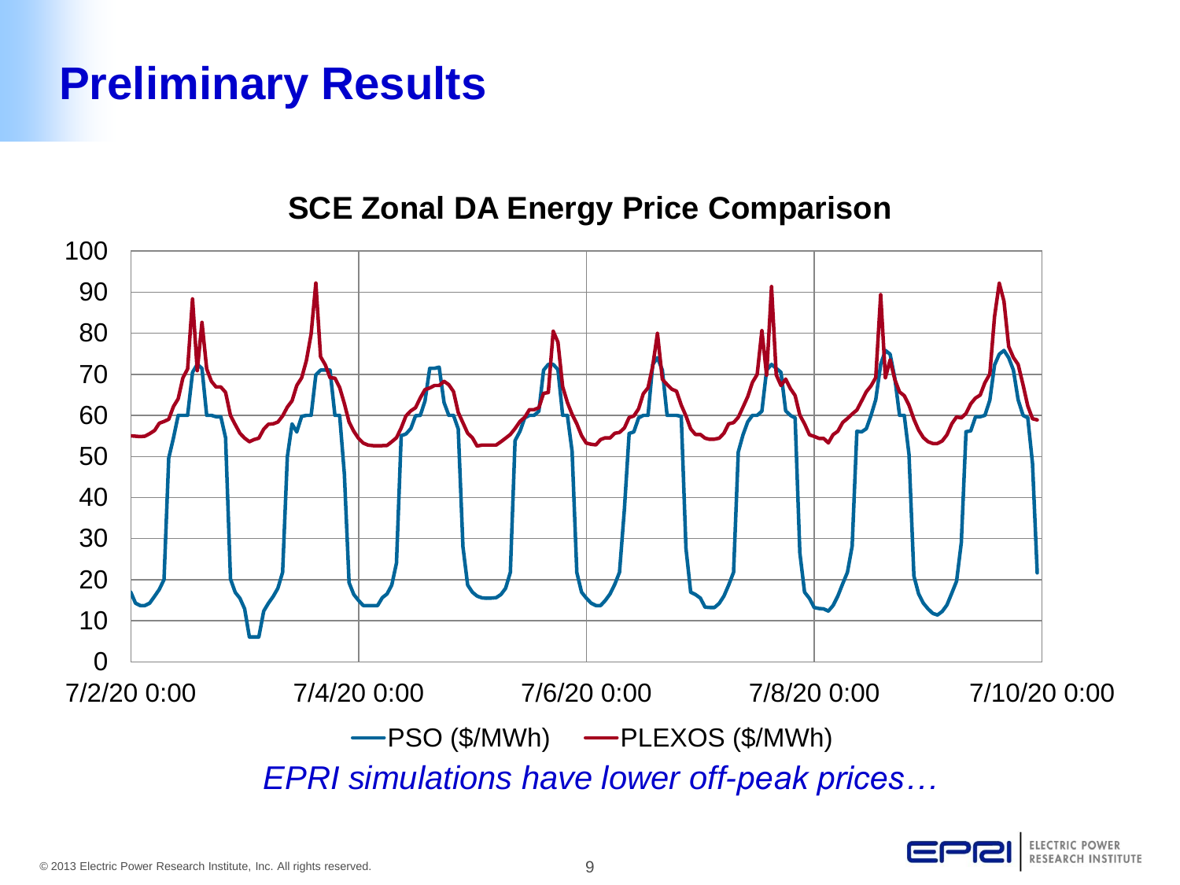# Preliminary Results

**SCE Zonal DA Energy Price Comparison**

*EPRI simulations have lower off-peak prices…*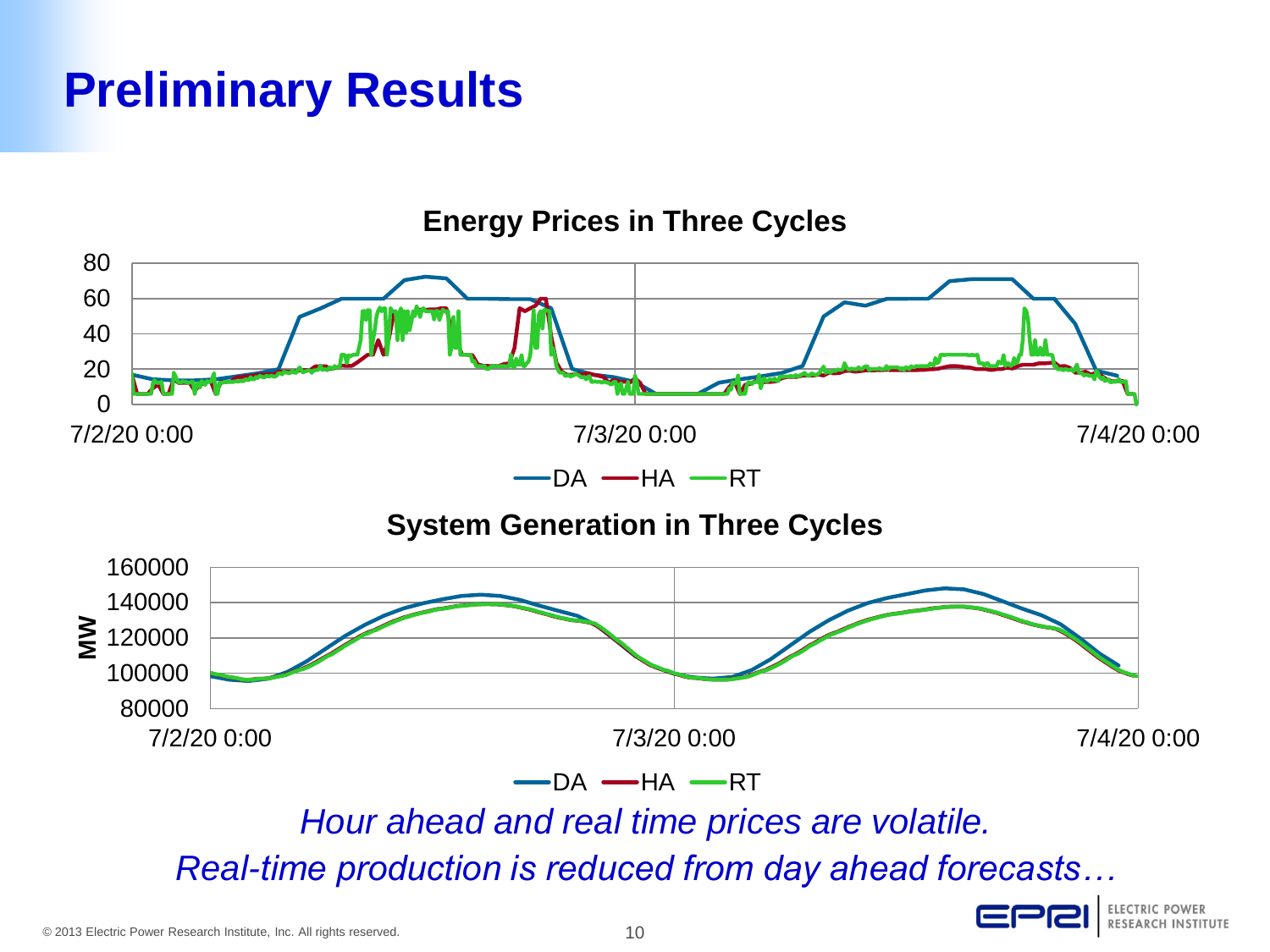# Preliminary Results

**Energy Prices in Three Cycles**

80
60
40
20
0

7/2/20 0:00 7/3/20 0:00 7/4/20 0:00

DA HA RT

**System Generation in Three Cycles**

MW

160000
140000
120000
100000
80000

7/2/20 0:00 7/3/20 0:00 7/4/20 0:00

DA HA RT

*Hour ahead and real time prices are volatile.*

*Real-time production is reduced from day ahead forecasts…*

© 2013 Electric Power Research Institute, Inc. All rights reserved.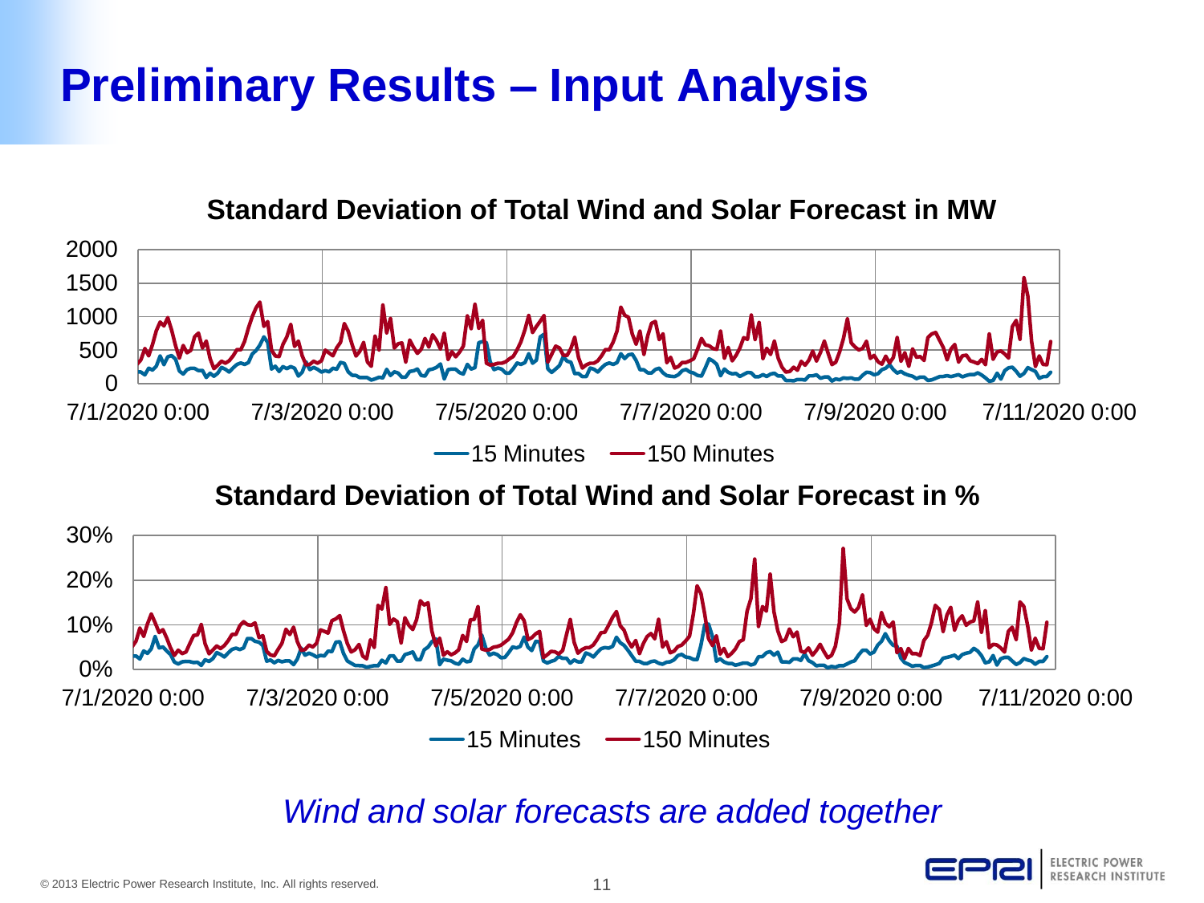# Preliminary Results – Input Analysis

**Standard Deviation of Total Wind and Solar Forecast in MW**

**Standard Deviation of Total Wind and Solar Forecast in %**

*Wind and solar forecasts are added together*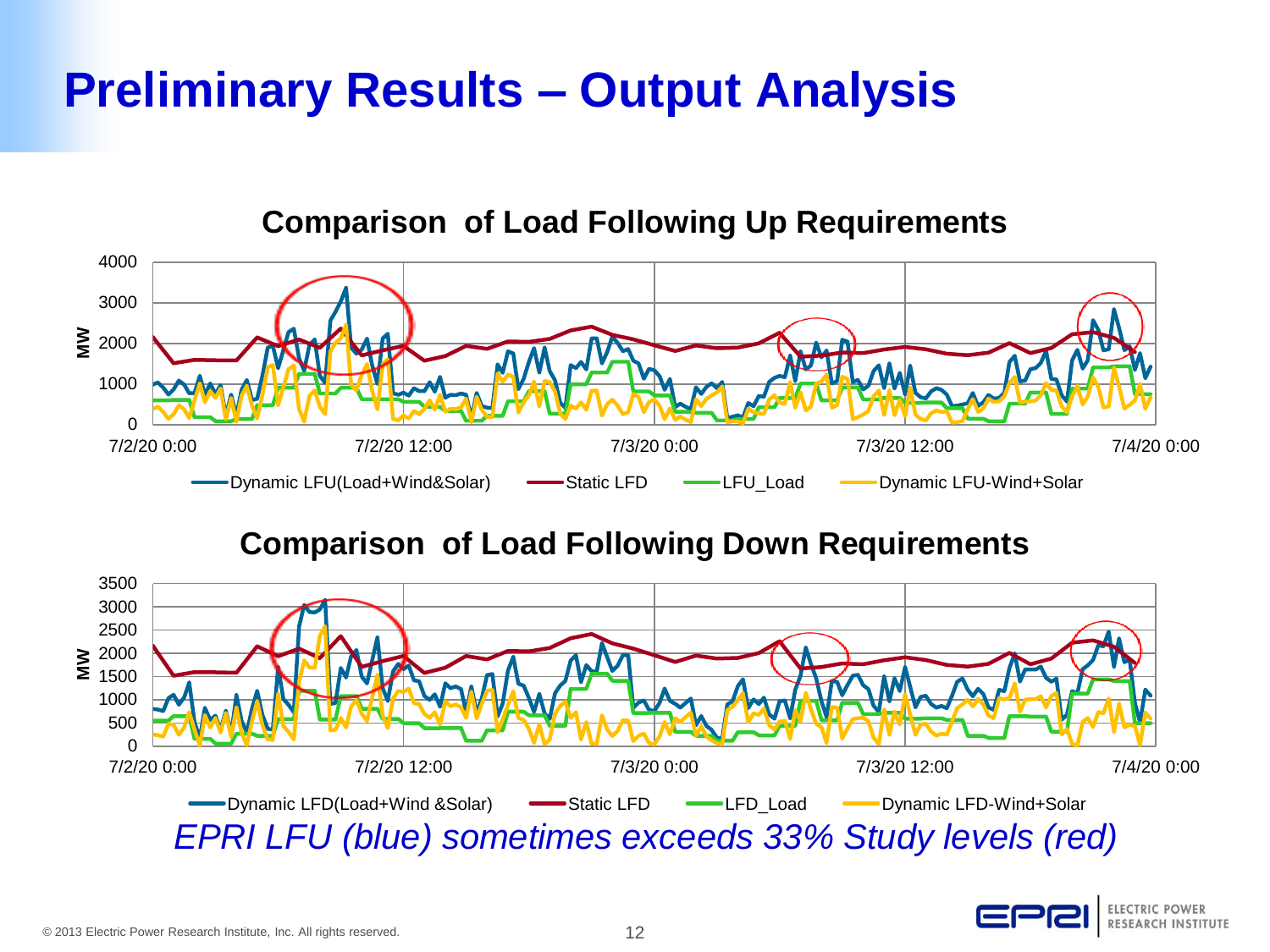# Preliminary Results – Output Analysis

**Comparison of Load Following Up Requirements**

MW: 0, 1000, 2000, 3000, 4000

7/2/20 0:00, 7/2/20 12:00, 7/3/20 0:00, 7/3/20 12:00, 7/4/20 0:00

Dynamic LFU(Load+Wind&Solar) — Static LFD — LFU_Load — Dynamic LFU-Wind+Solar

**Comparison of Load Following Down Requirements**

MW: 0, 500, 1000, 1500, 2000, 2500, 3000, 3500

7/2/20 0:00, 7/2/20 12:00, 7/3/20 0:00, 7/3/20 12:00, 7/4/20 0:00

Dynamic LFD(Load+Wind &Solar) — Static LFD — LFD_Load — Dynamic LFD-Wind+Solar

*EPRI LFU (blue) sometimes exceeds 33% Study levels (red)*

© 2013 Electric Power Research Institute, Inc. All rights reserved.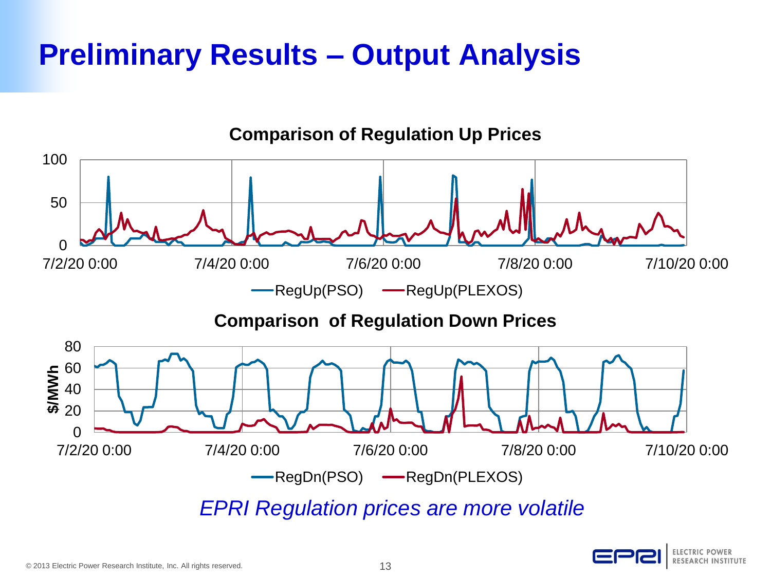# Preliminary Results – Output Analysis

**Comparison of Regulation Up Prices**

100
50
0
7/2/20 0:00 7/4/20 0:00 7/6/20 0:00 7/8/20 0:00 7/10/20 0:00

RegUp(PSO) RegUp(PLEXOS)

**Comparison of Regulation Down Prices**

$/MWh
80
60
40
20
0
7/2/20 0:00 7/4/20 0:00 7/6/20 0:00 7/8/20 0:00 7/10/20 0:00

RegDn(PSO) RegDn(PLEXOS)

*EPRI Regulation prices are more volatile*

© 2013 Electric Power Research Institute, Inc. All rights reserved.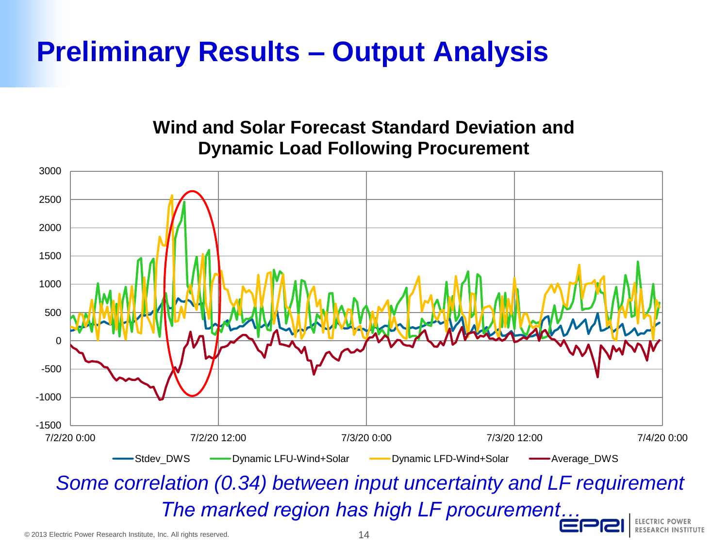# Preliminary Results – Output Analysis

**Wind and Solar Forecast Standard Deviation and Dynamic Load Following Procurement**

Stdev_DWS — Dynamic LFU-Wind+Solar — Dynamic LFD-Wind+Solar — Average_DWS

*Some correlation (0.34) between input uncertainty and LF requirement*

*The marked region has high LF procurement…*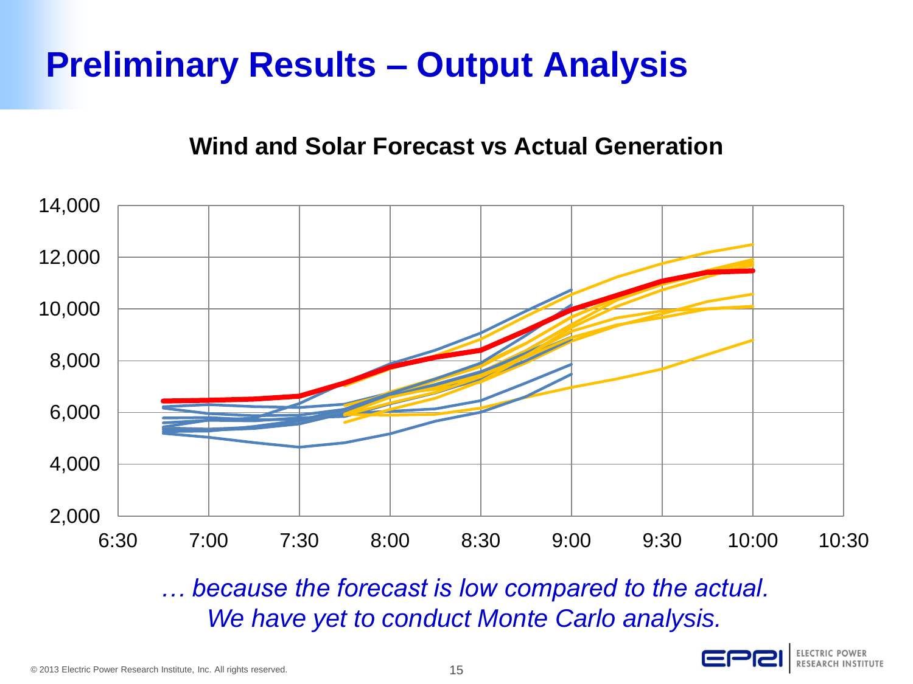# Preliminary Results – Output Analysis

**Wind and Solar Forecast vs Actual Generation**

*… because the forecast is low compared to the actual.*
*We have yet to conduct Monte Carlo analysis.*

© 2013 Electric Power Research Institute, Inc. All rights reserved.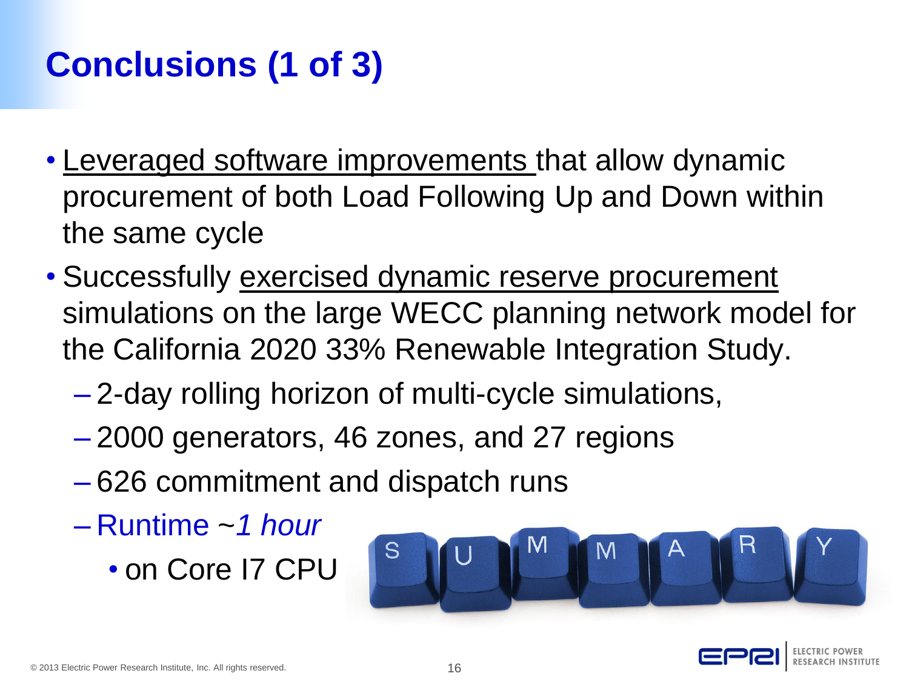# Conclusions (1 of 3)

- <u>Leveraged software improvements</u> that allow dynamic procurement of both Load Following Up and Down within the same cycle
- Successfully <u>exercised dynamic reserve procurement</u> simulations on the large WECC planning network model for the California 2020 33% Renewable Integration Study.
  - 2-day rolling horizon of multi-cycle simulations,
  - 2000 generators, 46 zones, and 27 regions
  - 626 commitment and dispatch runs
  - Runtime ~*1 hour*
    - on Core I7 CPU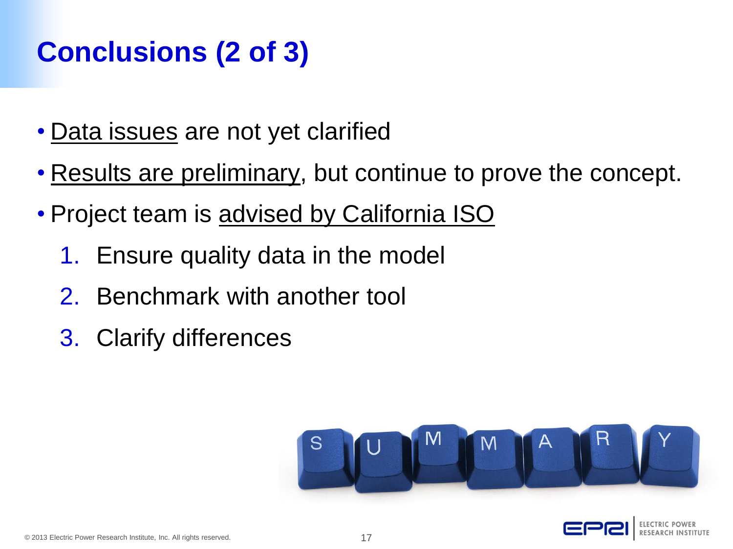# Conclusions (2 of 3)

- Data issues are not yet clarified
- Results are preliminary, but continue to prove the concept.
- Project team is advised by California ISO
  1. Ensure quality data in the model
  2. Benchmark with another tool
  3. Clarify differences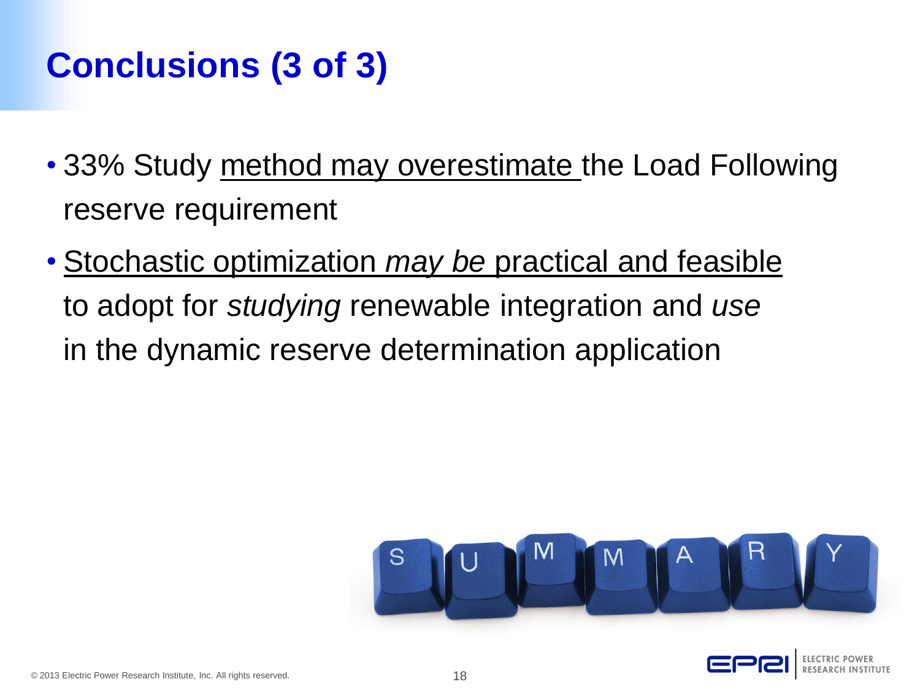# Conclusions (3 of 3)

- 33% Study <u>method may overestimate</u> the Load Following reserve requirement
- <u>Stochastic optimization *may be* practical and feasible</u> to adopt for *studying* renewable integration and *use* in the dynamic reserve determination application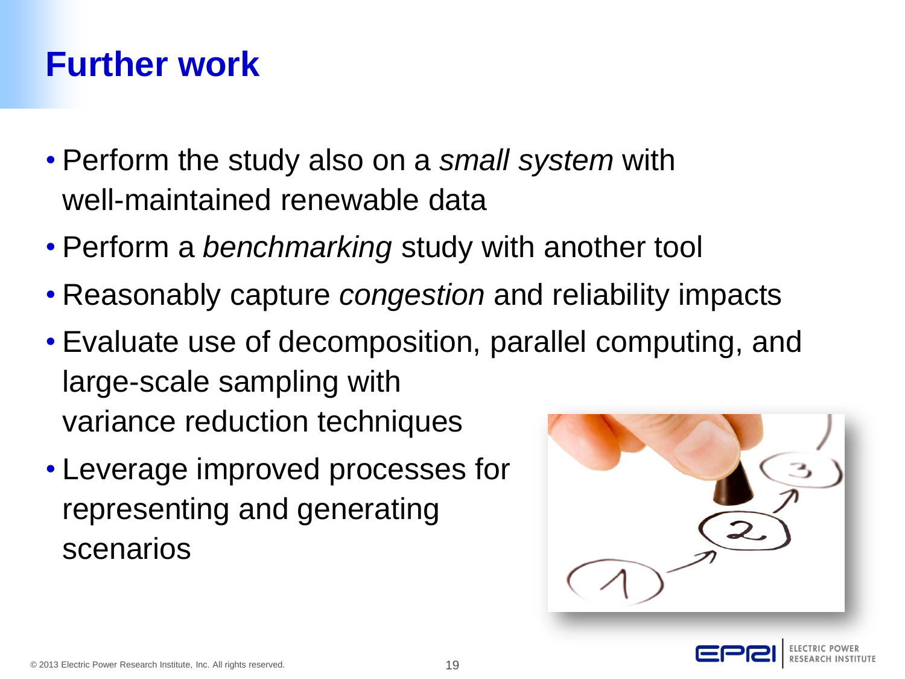# Further work

- Perform the study also on a *small system* with well-maintained renewable data
- Perform a *benchmarking* study with another tool
- Reasonably capture *congestion* and reliability impacts
- Evaluate use of decomposition, parallel computing, and large-scale sampling with variance reduction techniques
- Leverage improved processes for representing and generating scenarios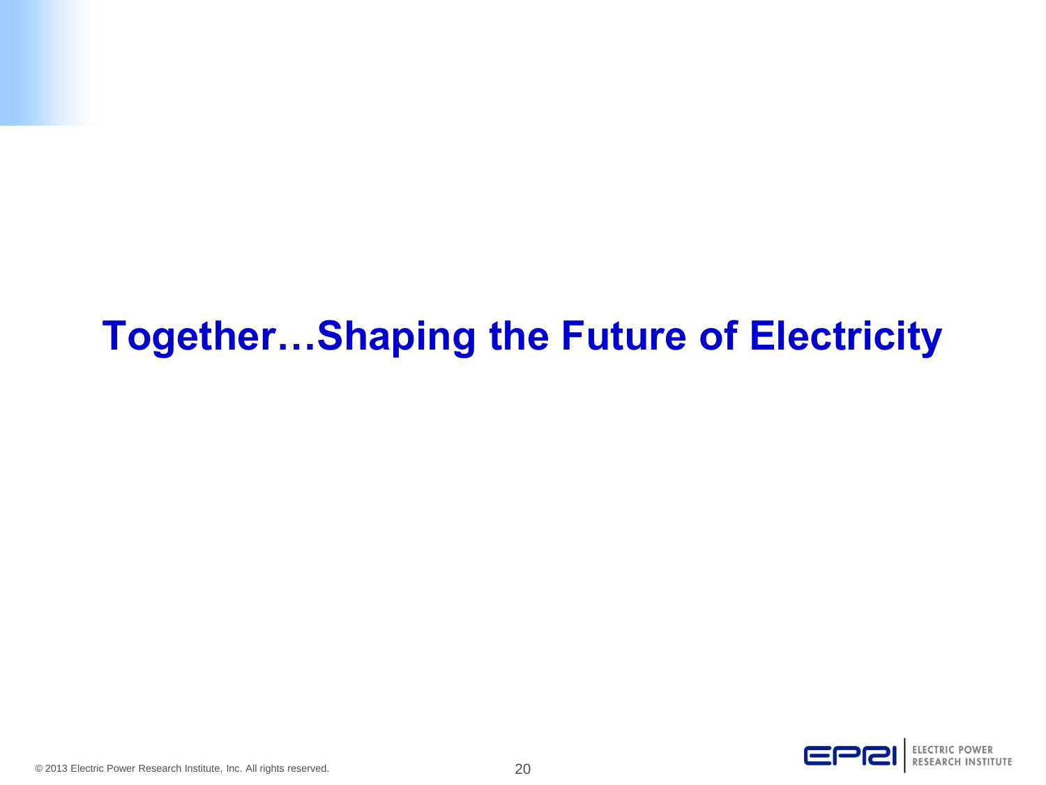# Together…Shaping the Future of Electricity